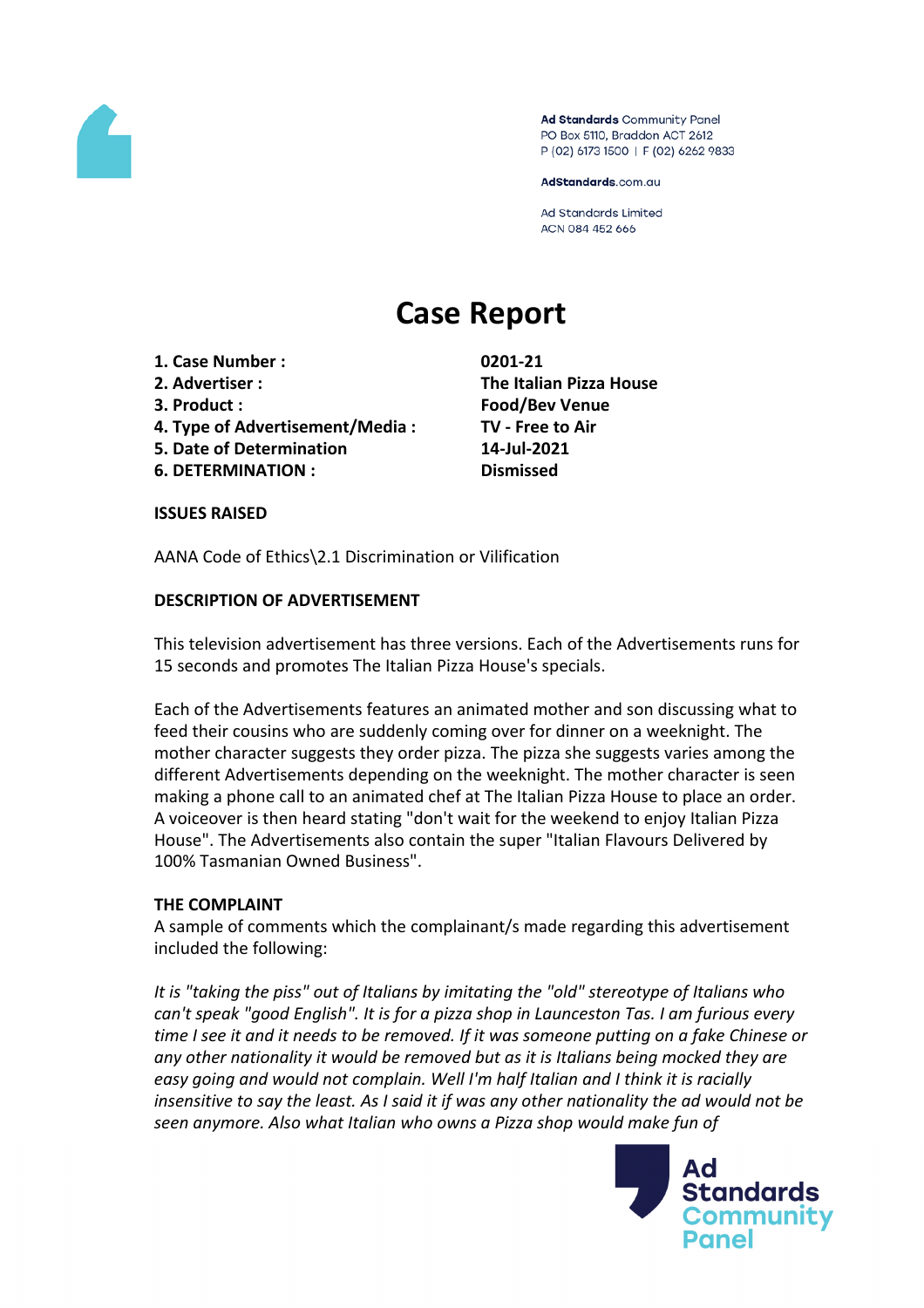Ad Standards Community Panel
PO Box 5110, Braddon ACT 2612
P (02) 6173 1500 | F (02) 6262 9833

AdStandards.com.au

Ad Standards Limited
ACN 084 452 666

# Case Report

| | |
|---|---|
| **1. Case Number :** | **0201-21** |
| **2. Advertiser :** | **The Italian Pizza House** |
| **3. Product :** | **Food/Bev Venue** |
| **4. Type of Advertisement/Media :** | **TV - Free to Air** |
| **5. Date of Determination** | **14-Jul-2021** |
| **6. DETERMINATION :** | **Dismissed** |

**ISSUES RAISED**

AANA Code of Ethics\2.1 Discrimination or Vilification

**DESCRIPTION OF ADVERTISEMENT**

This television advertisement has three versions. Each of the Advertisements runs for 15 seconds and promotes The Italian Pizza House's specials.

Each of the Advertisements features an animated mother and son discussing what to feed their cousins who are suddenly coming over for dinner on a weeknight. The mother character suggests they order pizza. The pizza she suggests varies among the different Advertisements depending on the weeknight. The mother character is seen making a phone call to an animated chef at The Italian Pizza House to place an order. A voiceover is then heard stating "don't wait for the weekend to enjoy Italian Pizza House". The Advertisements also contain the super "Italian Flavours Delivered by 100% Tasmanian Owned Business".

**THE COMPLAINT**

A sample of comments which the complainant/s made regarding this advertisement included the following:

*It is "taking the piss" out of Italians by imitating the "old" stereotype of Italians who can't speak "good English". It is for a pizza shop in Launceston Tas. I am furious every time I see it and it needs to be removed. If it was someone putting on a fake Chinese or any other nationality it would be removed but as it is Italians being mocked they are easy going and would not complain. Well I'm half Italian and I think it is racially insensitive to say the least. As I said it if was any other nationality the ad would not be seen anymore. Also what Italian who owns a Pizza shop would make fun of*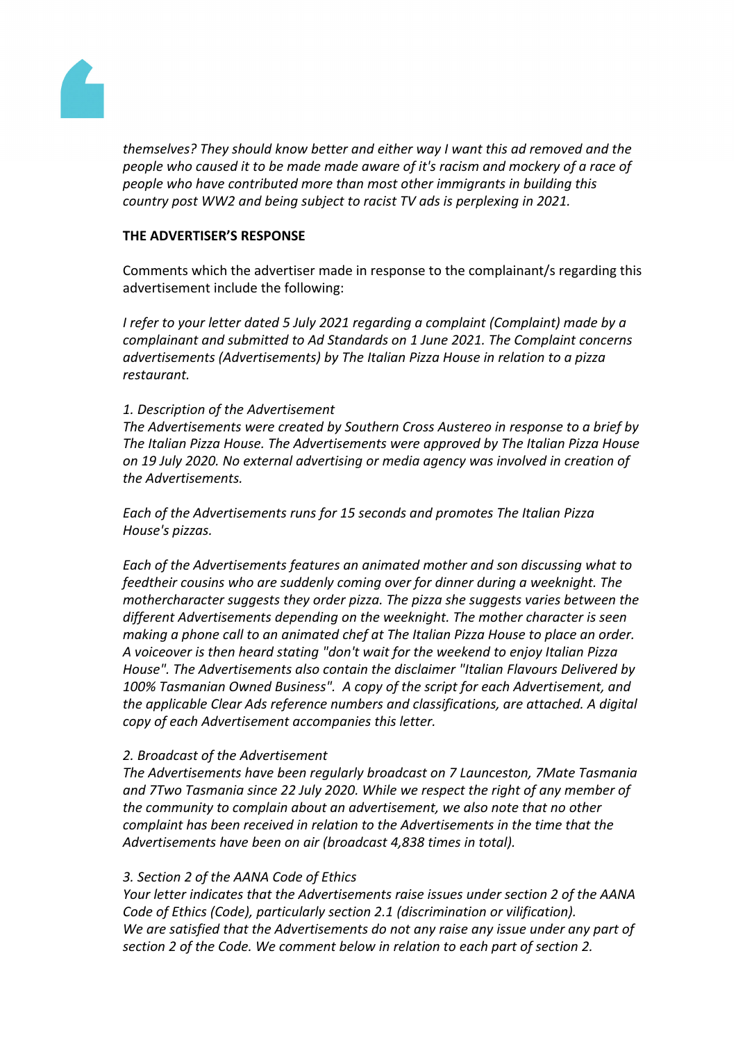*themselves? They should know better and either way I want this ad removed and the people who caused it to be made made aware of it's racism and mockery of a race of people who have contributed more than most other immigrants in building this country post WW2 and being subject to racist TV ads is perplexing in 2021.*

**THE ADVERTISER'S RESPONSE**

Comments which the advertiser made in response to the complainant/s regarding this advertisement include the following:

*I refer to your letter dated 5 July 2021 regarding a complaint (Complaint) made by a complainant and submitted to Ad Standards on 1 June 2021. The Complaint concerns advertisements (Advertisements) by The Italian Pizza House in relation to a pizza restaurant.*

*1. Description of the Advertisement*
*The Advertisements were created by Southern Cross Austereo in response to a brief by The Italian Pizza House. The Advertisements were approved by The Italian Pizza House on 19 July 2020. No external advertising or media agency was involved in creation of the Advertisements.*

*Each of the Advertisements runs for 15 seconds and promotes The Italian Pizza House's pizzas.*

*Each of the Advertisements features an animated mother and son discussing what to feedtheir cousins who are suddenly coming over for dinner during a weeknight. The mothercharacter suggests they order pizza. The pizza she suggests varies between the different Advertisements depending on the weeknight. The mother character is seen making a phone call to an animated chef at The Italian Pizza House to place an order. A voiceover is then heard stating "don't wait for the weekend to enjoy Italian Pizza House". The Advertisements also contain the disclaimer "Italian Flavours Delivered by 100% Tasmanian Owned Business". A copy of the script for each Advertisement, and the applicable Clear Ads reference numbers and classifications, are attached. A digital copy of each Advertisement accompanies this letter.*

*2. Broadcast of the Advertisement*
*The Advertisements have been regularly broadcast on 7 Launceston, 7Mate Tasmania and 7Two Tasmania since 22 July 2020. While we respect the right of any member of the community to complain about an advertisement, we also note that no other complaint has been received in relation to the Advertisements in the time that the Advertisements have been on air (broadcast 4,838 times in total).*

*3. Section 2 of the AANA Code of Ethics*
*Your letter indicates that the Advertisements raise issues under section 2 of the AANA Code of Ethics (Code), particularly section 2.1 (discrimination or vilification).*
*We are satisfied that the Advertisements do not any raise any issue under any part of section 2 of the Code. We comment below in relation to each part of section 2.*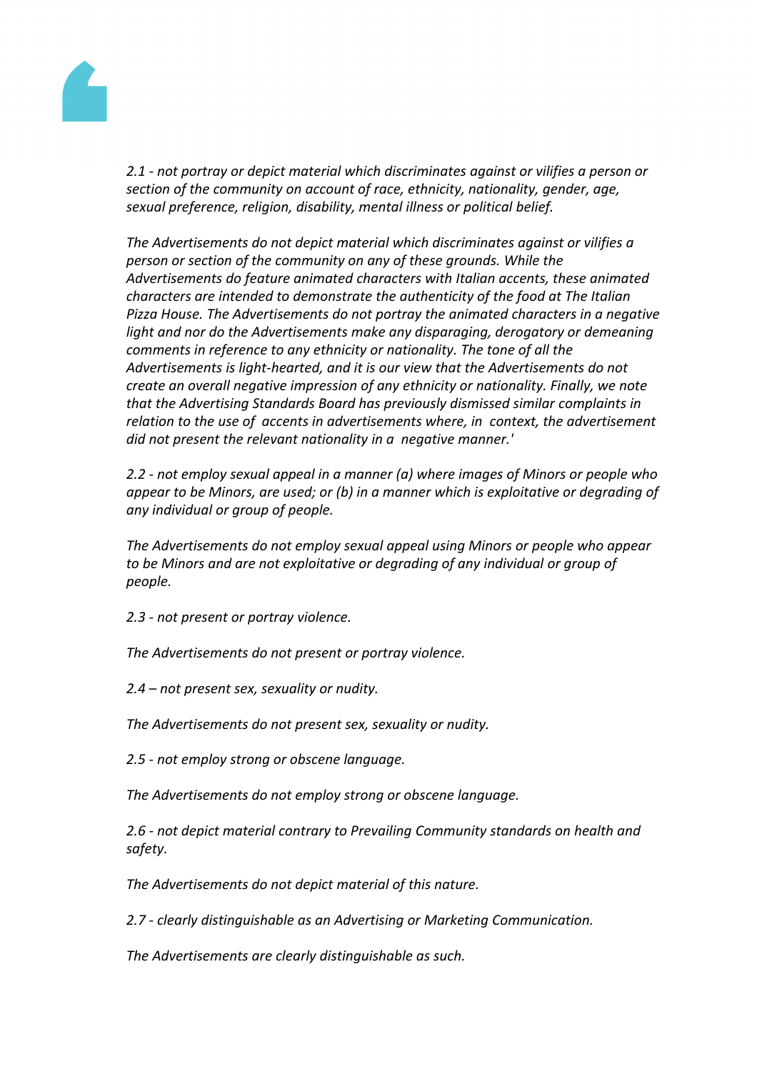*2.1 - not portray or depict material which discriminates against or vilifies a person or section of the community on account of race, ethnicity, nationality, gender, age, sexual preference, religion, disability, mental illness or political belief.*

*The Advertisements do not depict material which discriminates against or vilifies a person or section of the community on any of these grounds. While the Advertisements do feature animated characters with Italian accents, these animated characters are intended to demonstrate the authenticity of the food at The Italian Pizza House. The Advertisements do not portray the animated characters in a negative light and nor do the Advertisements make any disparaging, derogatory or demeaning comments in reference to any ethnicity or nationality. The tone of all the Advertisements is light-hearted, and it is our view that the Advertisements do not create an overall negative impression of any ethnicity or nationality. Finally, we note that the Advertising Standards Board has previously dismissed similar complaints in relation to the use of accents in advertisements where, in context, the advertisement did not present the relevant nationality in a negative manner.'*

*2.2 - not employ sexual appeal in a manner (a) where images of Minors or people who appear to be Minors, are used; or (b) in a manner which is exploitative or degrading of any individual or group of people.*

*The Advertisements do not employ sexual appeal using Minors or people who appear to be Minors and are not exploitative or degrading of any individual or group of people.*

*2.3 - not present or portray violence.*

*The Advertisements do not present or portray violence.*

*2.4 – not present sex, sexuality or nudity.*

*The Advertisements do not present sex, sexuality or nudity.*

*2.5 - not employ strong or obscene language.*

*The Advertisements do not employ strong or obscene language.*

*2.6 - not depict material contrary to Prevailing Community standards on health and safety.*

*The Advertisements do not depict material of this nature.*

*2.7 - clearly distinguishable as an Advertising or Marketing Communication.*

*The Advertisements are clearly distinguishable as such.*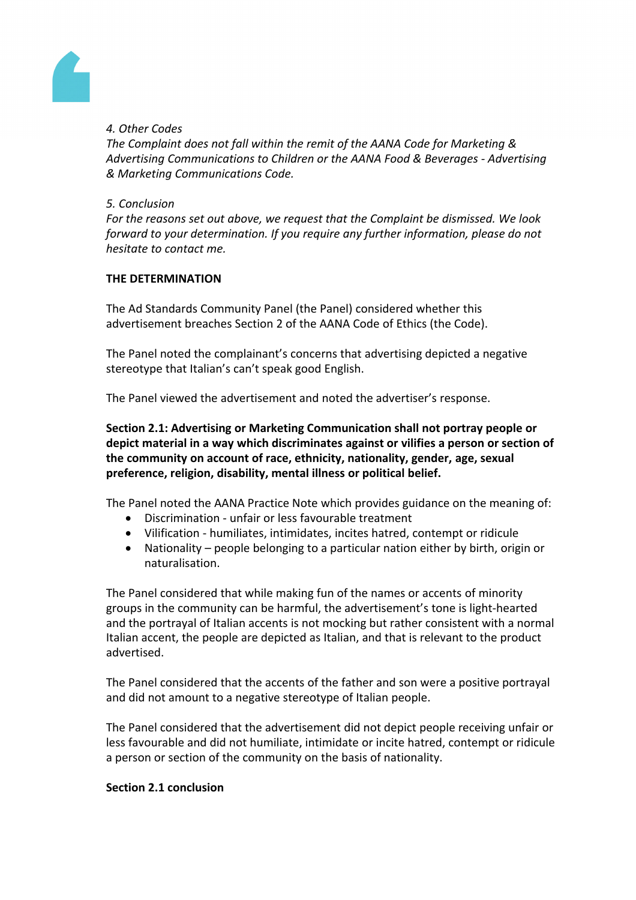*4. Other Codes*
*The Complaint does not fall within the remit of the AANA Code for Marketing & Advertising Communications to Children or the AANA Food & Beverages - Advertising & Marketing Communications Code.*

*5. Conclusion*
*For the reasons set out above, we request that the Complaint be dismissed. We look forward to your determination. If you require any further information, please do not hesitate to contact me.*

**THE DETERMINATION**

The Ad Standards Community Panel (the Panel) considered whether this advertisement breaches Section 2 of the AANA Code of Ethics (the Code).

The Panel noted the complainant's concerns that advertising depicted a negative stereotype that Italian's can't speak good English.

The Panel viewed the advertisement and noted the advertiser's response.

**Section 2.1: Advertising or Marketing Communication shall not portray people or depict material in a way which discriminates against or vilifies a person or section of the community on account of race, ethnicity, nationality, gender, age, sexual preference, religion, disability, mental illness or political belief.**

The Panel noted the AANA Practice Note which provides guidance on the meaning of:

- Discrimination - unfair or less favourable treatment
- Vilification - humiliates, intimidates, incites hatred, contempt or ridicule
- Nationality – people belonging to a particular nation either by birth, origin or naturalisation.

The Panel considered that while making fun of the names or accents of minority groups in the community can be harmful, the advertisement's tone is light-hearted and the portrayal of Italian accents is not mocking but rather consistent with a normal Italian accent, the people are depicted as Italian, and that is relevant to the product advertised.

The Panel considered that the accents of the father and son were a positive portrayal and did not amount to a negative stereotype of Italian people.

The Panel considered that the advertisement did not depict people receiving unfair or less favourable and did not humiliate, intimidate or incite hatred, contempt or ridicule a person or section of the community on the basis of nationality.

**Section 2.1 conclusion**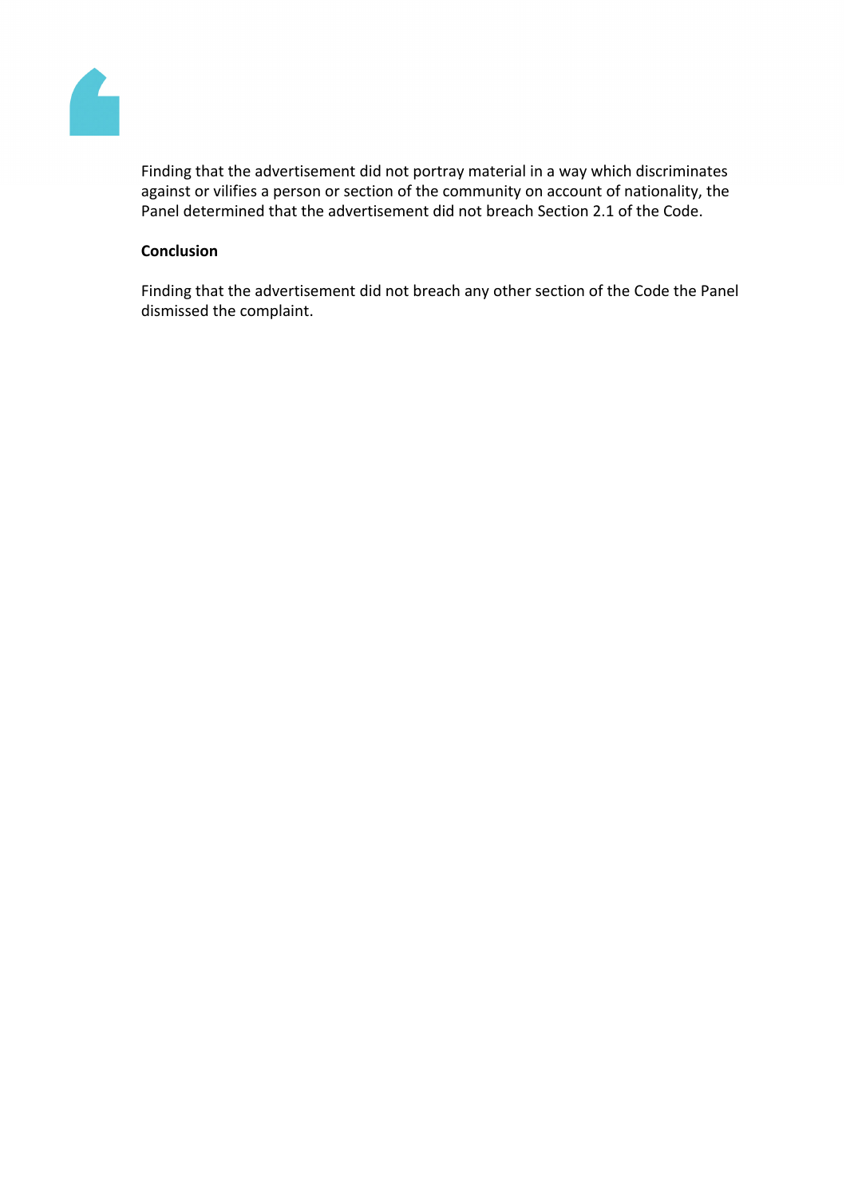Finding that the advertisement did not portray material in a way which discriminates against or vilifies a person or section of the community on account of nationality, the Panel determined that the advertisement did not breach Section 2.1 of the Code.

**Conclusion**

Finding that the advertisement did not breach any other section of the Code the Panel dismissed the complaint.